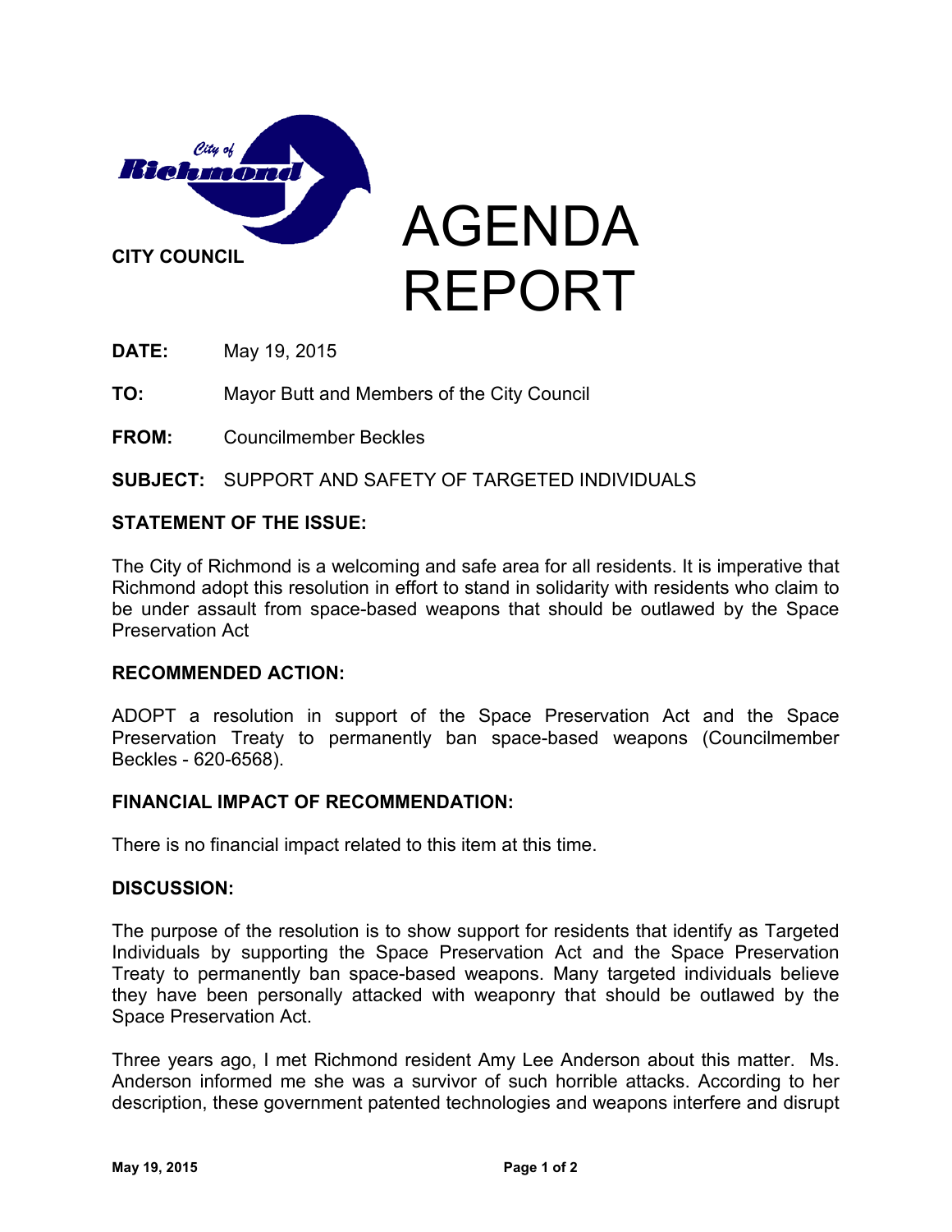City of Richmond

CITY COUNCIL

# AGENDA REPORT

**DATE:** May 19, 2015

**TO:** Mayor Butt and Members of the City Council

**FROM:** Councilmember Beckles

**SUBJECT:** SUPPORT AND SAFETY OF TARGETED INDIVIDUALS

## STATEMENT OF THE ISSUE:

The City of Richmond is a welcoming and safe area for all residents. It is imperative that Richmond adopt this resolution in effort to stand in solidarity with residents who claim to be under assault from space-based weapons that should be outlawed by the Space Preservation Act

## RECOMMENDED ACTION:

ADOPT a resolution in support of the Space Preservation Act and the Space Preservation Treaty to permanently ban space-based weapons (Councilmember Beckles - 620-6568).

## FINANCIAL IMPACT OF RECOMMENDATION:

There is no financial impact related to this item at this time.

## DISCUSSION:

The purpose of the resolution is to show support for residents that identify as Targeted Individuals by supporting the Space Preservation Act and the Space Preservation Treaty to permanently ban space-based weapons. Many targeted individuals believe they have been personally attacked with weaponry that should be outlawed by the Space Preservation Act.

Three years ago, I met Richmond resident Amy Lee Anderson about this matter. Ms. Anderson informed me she was a survivor of such horrible attacks. According to her description, these government patented technologies and weapons interfere and disrupt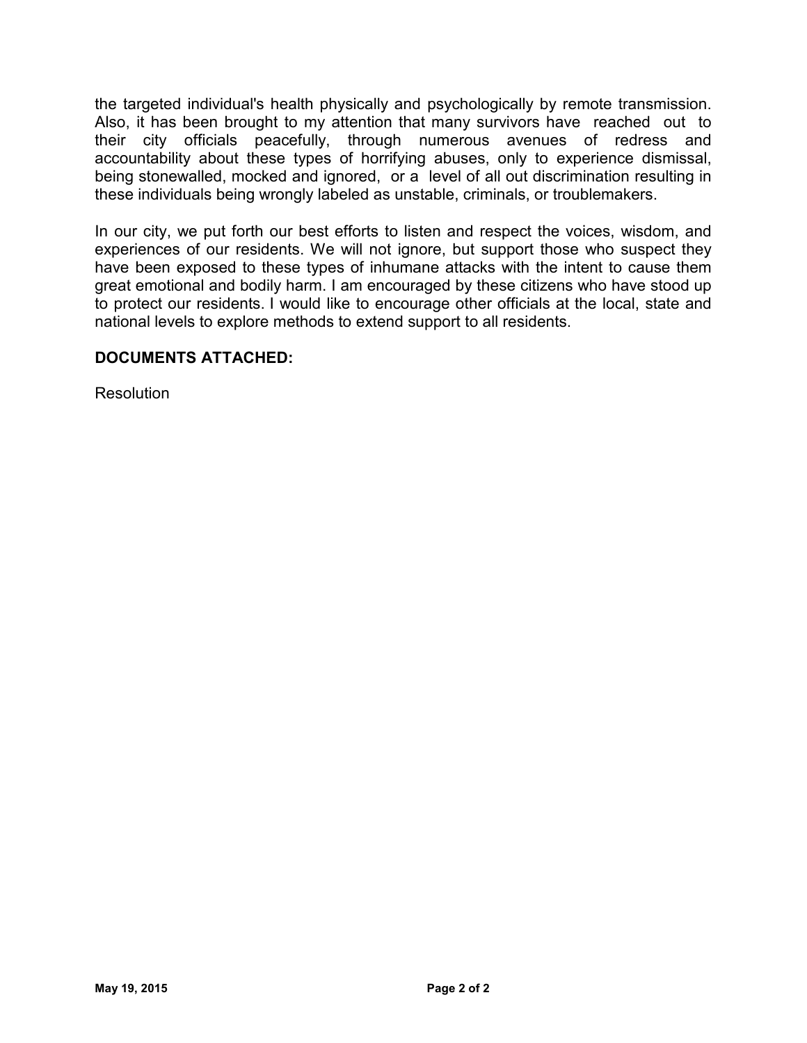the targeted individual's health physically and psychologically by remote transmission. Also, it has been brought to my attention that many survivors have reached out to their city officials peacefully, through numerous avenues of redress and accountability about these types of horrifying abuses, only to experience dismissal, being stonewalled, mocked and ignored, or a level of all out discrimination resulting in these individuals being wrongly labeled as unstable, criminals, or troublemakers.

In our city, we put forth our best efforts to listen and respect the voices, wisdom, and experiences of our residents. We will not ignore, but support those who suspect they have been exposed to these types of inhumane attacks with the intent to cause them great emotional and bodily harm. I am encouraged by these citizens who have stood up to protect our residents. I would like to encourage other officials at the local, state and national levels to explore methods to extend support to all residents.

**DOCUMENTS ATTACHED:**

Resolution